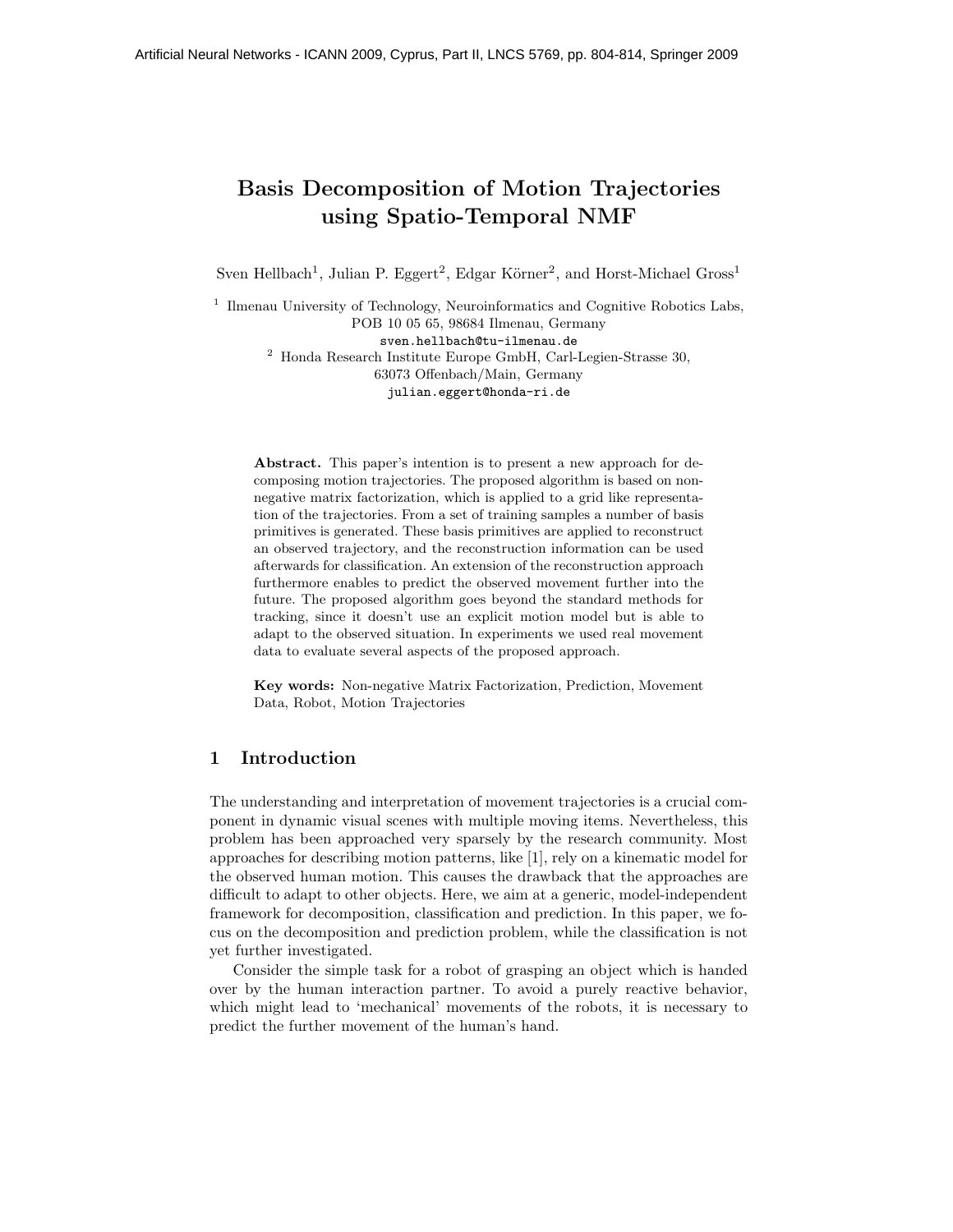Artificial Neural Networks - ICANN 2009, Cyprus, Part II, LNCS 5769, pp. 804-814, Springer 2009

# Basis Decomposition of Motion Trajectories using Spatio-Temporal NMF

Sven Hellbach[1], Julian P. Eggert[2], Edgar Körner[2], and Horst-Michael Gross[1]

[1] Ilmenau University of Technology, Neuroinformatics and Cognitive Robotics Labs, POB 10 05 65, 98684 Ilmenau, Germany
sven.hellbach@tu-ilmenau.de

[2] Honda Research Institute Europe GmbH, Carl-Legien-Strasse 30, 63073 Offenbach/Main, Germany
julian.eggert@honda-ri.de

**Abstract.** This paper's intention is to present a new approach for decomposing motion trajectories. The proposed algorithm is based on non-negative matrix factorization, which is applied to a grid like representation of the trajectories. From a set of training samples a number of basis primitives is generated. These basis primitives are applied to reconstruct an observed trajectory, and the reconstruction information can be used afterwards for classification. An extension of the reconstruction approach furthermore enables to predict the observed movement further into the future. The proposed algorithm goes beyond the standard methods for tracking, since it doesn't use an explicit motion model but is able to adapt to the observed situation. In experiments we used real movement data to evaluate several aspects of the proposed approach.

**Key words:** Non-negative Matrix Factorization, Prediction, Movement Data, Robot, Motion Trajectories

## 1 Introduction

The understanding and interpretation of movement trajectories is a crucial component in dynamic visual scenes with multiple moving items. Nevertheless, this problem has been approached very sparsely by the research community. Most approaches for describing motion patterns, like [1], rely on a kinematic model for the observed human motion. This causes the drawback that the approaches are difficult to adapt to other objects. Here, we aim at a generic, model-independent framework for decomposition, classification and prediction. In this paper, we focus on the decomposition and prediction problem, while the classification is not yet further investigated.

Consider the simple task for a robot of grasping an object which is handed over by the human interaction partner. To avoid a purely reactive behavior, which might lead to 'mechanical' movements of the robots, it is necessary to predict the further movement of the human's hand.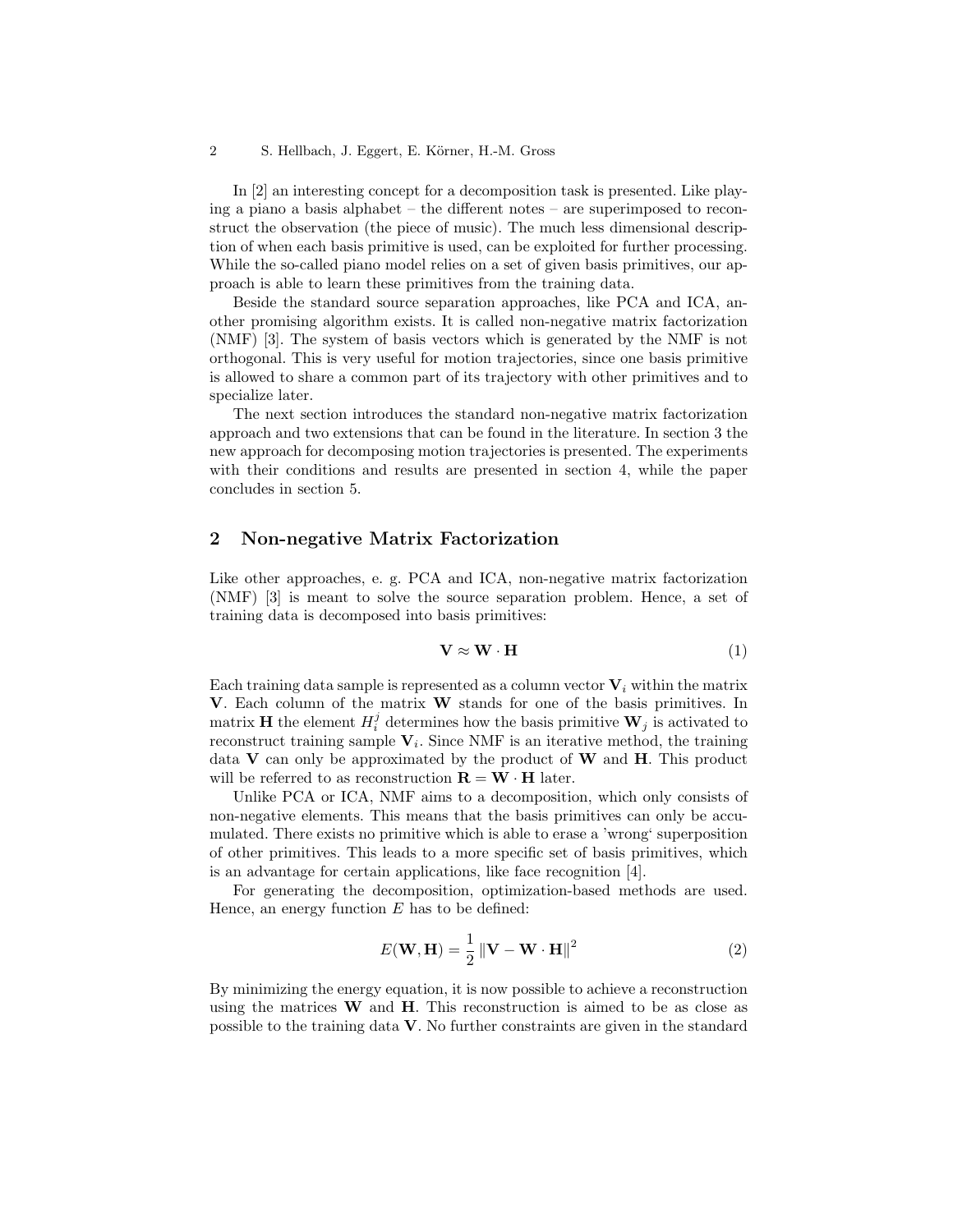In [2] an interesting concept for a decomposition task is presented. Like playing a piano a basis alphabet – the different notes – are superimposed to reconstruct the observation (the piece of music). The much less dimensional description of when each basis primitive is used, can be exploited for further processing. While the so-called piano model relies on a set of given basis primitives, our approach is able to learn these primitives from the training data.

Beside the standard source separation approaches, like PCA and ICA, another promising algorithm exists. It is called non-negative matrix factorization (NMF) [3]. The system of basis vectors which is generated by the NMF is not orthogonal. This is very useful for motion trajectories, since one basis primitive is allowed to share a common part of its trajectory with other primitives and to specialize later.

The next section introduces the standard non-negative matrix factorization approach and two extensions that can be found in the literature. In section 3 the new approach for decomposing motion trajectories is presented. The experiments with their conditions and results are presented in section 4, while the paper concludes in section 5.

## 2 Non-negative Matrix Factorization

Like other approaches, e. g. PCA and ICA, non-negative matrix factorization (NMF) [3] is meant to solve the source separation problem. Hence, a set of training data is decomposed into basis primitives:

$$\mathbf{V} \approx \mathbf{W} \cdot \mathbf{H} \tag{1}$$

Each training data sample is represented as a column vector $\mathbf{V}_i$ within the matrix $\mathbf{V}$. Each column of the matrix $\mathbf{W}$ stands for one of the basis primitives. In matrix $\mathbf{H}$ the element $H_i^j$ determines how the basis primitive $\mathbf{W}_j$ is activated to reconstruct training sample $\mathbf{V}_i$. Since NMF is an iterative method, the training data $\mathbf{V}$ can only be approximated by the product of $\mathbf{W}$ and $\mathbf{H}$. This product will be referred to as reconstruction $\mathbf{R} = \mathbf{W} \cdot \mathbf{H}$ later.

Unlike PCA or ICA, NMF aims to a decomposition, which only consists of non-negative elements. This means that the basis primitives can only be accumulated. There exists no primitive which is able to erase a 'wrong' superposition of other primitives. This leads to a more specific set of basis primitives, which is an advantage for certain applications, like face recognition [4].

For generating the decomposition, optimization-based methods are used. Hence, an energy function $E$ has to be defined:

$$E(\mathbf{W}, \mathbf{H}) = \frac{1}{2} \left\| \mathbf{V} - \mathbf{W} \cdot \mathbf{H} \right\|^2 \tag{2}$$

By minimizing the energy equation, it is now possible to achieve a reconstruction using the matrices $\mathbf{W}$ and $\mathbf{H}$. This reconstruction is aimed to be as close as possible to the training data $\mathbf{V}$. No further constraints are given in the standard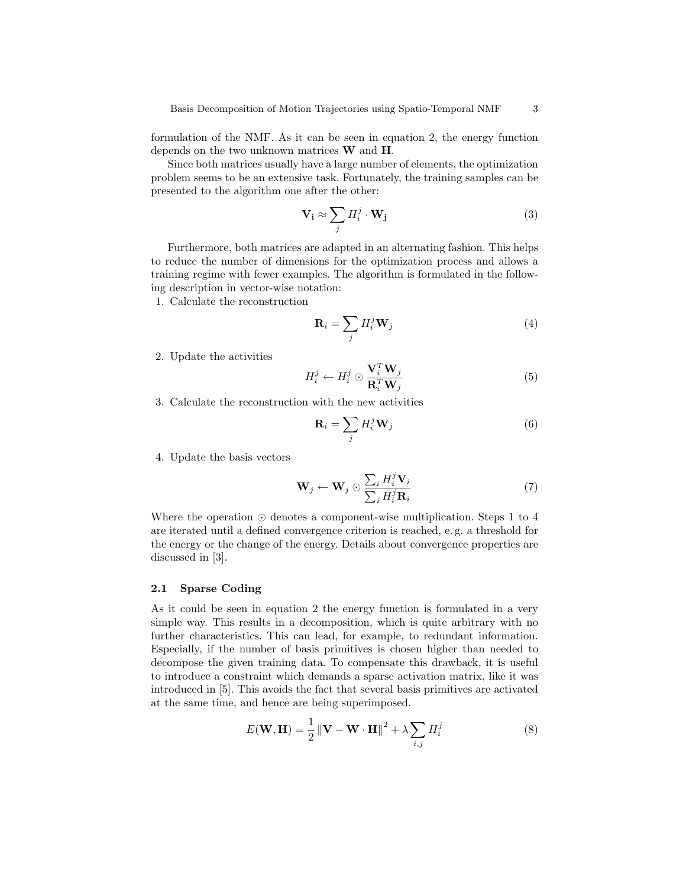formulation of the NMF. As it can be seen in equation 2, the energy function depends on the two unknown matrices $\mathbf{W}$ and $\mathbf{H}$.

Since both matrices usually have a large number of elements, the optimization problem seems to be an extensive task. Fortunately, the training samples can be presented to the algorithm one after the other:

$$\mathbf{V_i} \approx \sum_j H_i^j \cdot \mathbf{W_j} \tag{3}$$

Furthermore, both matrices are adapted in an alternating fashion. This helps to reduce the number of dimensions for the optimization process and allows a training regime with fewer examples. The algorithm is formulated in the following description in vector-wise notation:

1. Calculate the reconstruction

$$\mathbf{R}_i = \sum_j H_i^j \mathbf{W}_j \tag{4}$$

2. Update the activities

$$H_i^j \leftarrow H_i^j \odot \frac{\mathbf{V}_i^T \mathbf{W}_j}{\mathbf{R}_i^T \mathbf{W}_j} \tag{5}$$

3. Calculate the reconstruction with the new activities

$$\mathbf{R}_i = \sum_j H_i^j \mathbf{W}_j \tag{6}$$

4. Update the basis vectors

$$\mathbf{W}_j \leftarrow \mathbf{W}_j \odot \frac{\sum_i H_i^j \mathbf{V}_i}{\sum_i H_i^j \mathbf{R}_i} \tag{7}$$

Where the operation $\odot$ denotes a component-wise multiplication. Steps 1 to 4 are iterated until a defined convergence criterion is reached, e. g. a threshold for the energy or the change of the energy. Details about convergence properties are discussed in [3].

### 2.1 Sparse Coding

As it could be seen in equation 2 the energy function is formulated in a very simple way. This results in a decomposition, which is quite arbitrary with no further characteristics. This can lead, for example, to redundant information. Especially, if the number of basis primitives is chosen higher than needed to decompose the given training data. To compensate this drawback, it is useful to introduce a constraint which demands a sparse activation matrix, like it was introduced in [5]. This avoids the fact that several basis primitives are activated at the same time, and hence are being superimposed.

$$E(\mathbf{W}, \mathbf{H}) = \frac{1}{2} \left\| \mathbf{V} - \mathbf{W} \cdot \mathbf{H} \right\|^2 + \lambda \sum_{i,j} H_i^j \tag{8}$$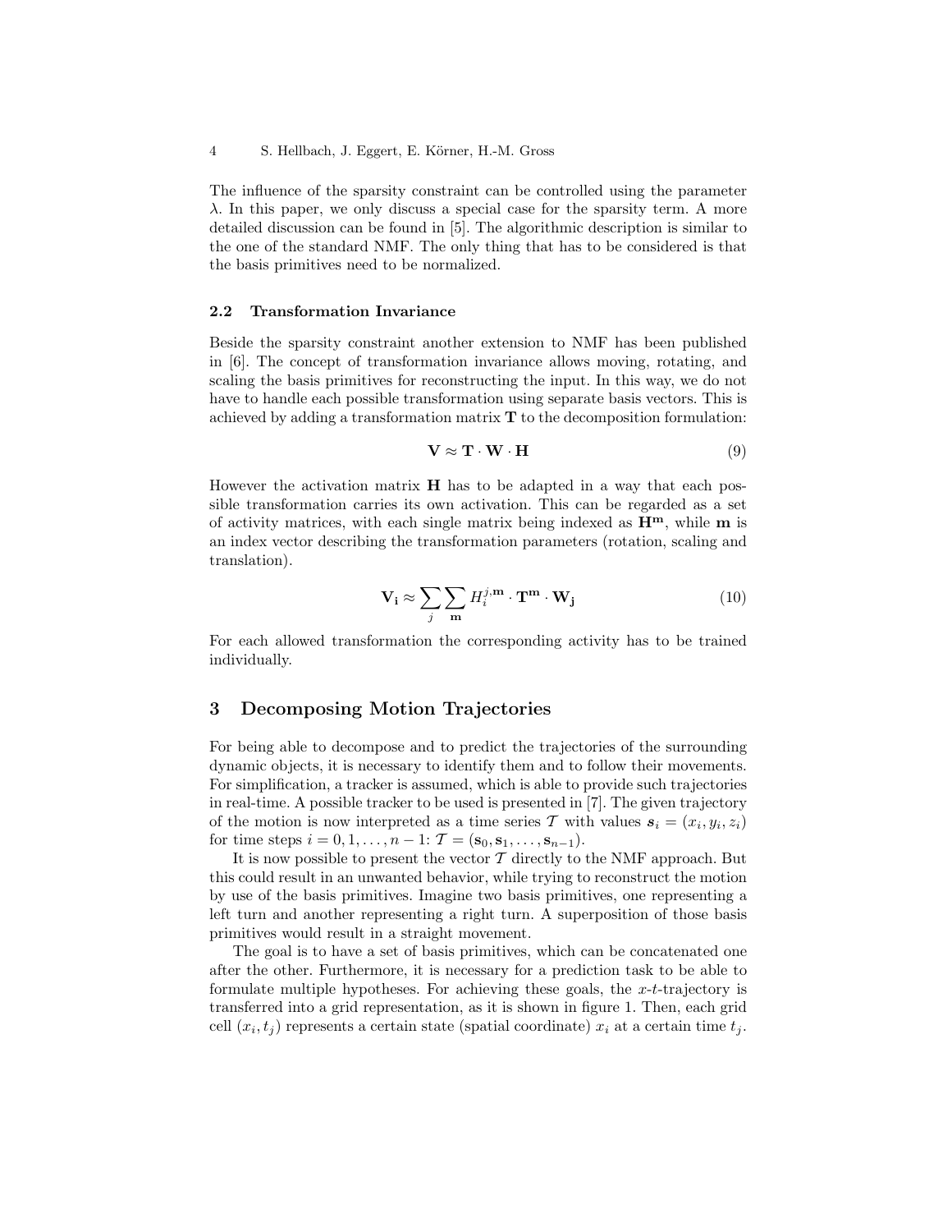The influence of the sparsity constraint can be controlled using the parameter $\lambda$. In this paper, we only discuss a special case for the sparsity term. A more detailed discussion can be found in [5]. The algorithmic description is similar to the one of the standard NMF. The only thing that has to be considered is that the basis primitives need to be normalized.

### 2.2 Transformation Invariance

Beside the sparsity constraint another extension to NMF has been published in [6]. The concept of transformation invariance allows moving, rotating, and scaling the basis primitives for reconstructing the input. In this way, we do not have to handle each possible transformation using separate basis vectors. This is achieved by adding a transformation matrix $\mathbf{T}$ to the decomposition formulation:

$$\mathbf{V} \approx \mathbf{T} \cdot \mathbf{W} \cdot \mathbf{H} \tag{9}$$

However the activation matrix $\mathbf{H}$ has to be adapted in a way that each possible transformation carries its own activation. This can be regarded as a set of activity matrices, with each single matrix being indexed as $\mathbf{H}^{\mathbf{m}}$, while $\mathbf{m}$ is an index vector describing the transformation parameters (rotation, scaling and translation).

$$\mathbf{V_i} \approx \sum_{j} \sum_{\mathbf{m}} H_i^{j,\mathbf{m}} \cdot \mathbf{T^m} \cdot \mathbf{W_j} \tag{10}$$

For each allowed transformation the corresponding activity has to be trained individually.

## 3 Decomposing Motion Trajectories

For being able to decompose and to predict the trajectories of the surrounding dynamic objects, it is necessary to identify them and to follow their movements. For simplification, a tracker is assumed, which is able to provide such trajectories in real-time. A possible tracker to be used is presented in [7]. The given trajectory of the motion is now interpreted as a time series $\mathcal{T}$ with values $\boldsymbol{s}_i = (x_i, y_i, z_i)$ for time steps $i = 0, 1, \ldots, n-1$: $\mathcal{T} = (\mathbf{s}_0, \mathbf{s}_1, \ldots, \mathbf{s}_{n-1})$.

It is now possible to present the vector $\mathcal{T}$ directly to the NMF approach. But this could result in an unwanted behavior, while trying to reconstruct the motion by use of the basis primitives. Imagine two basis primitives, one representing a left turn and another representing a right turn. A superposition of those basis primitives would result in a straight movement.

The goal is to have a set of basis primitives, which can be concatenated one after the other. Furthermore, it is necessary for a prediction task to be able to formulate multiple hypotheses. For achieving these goals, the $x$-$t$-trajectory is transferred into a grid representation, as it is shown in figure 1. Then, each grid cell $(x_i, t_j)$ represents a certain state (spatial coordinate) $x_i$ at a certain time $t_j$.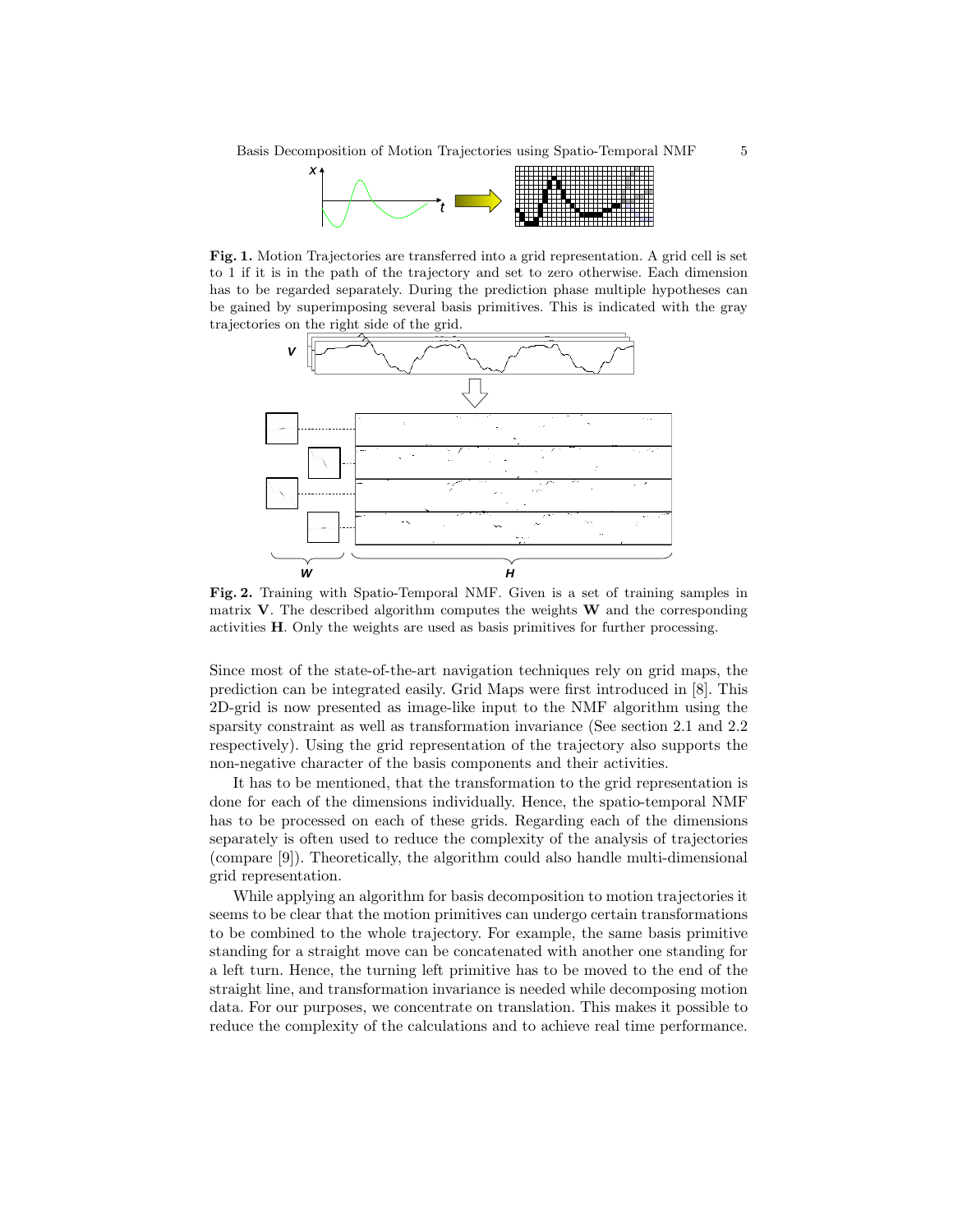x

t

**Fig. 1.** Motion Trajectories are transferred into a grid representation. A grid cell is set to 1 if it is in the path of the trajectory and set to zero otherwise. Each dimension has to be regarded separately. During the prediction phase multiple hypotheses can be gained by superimposing several basis primitives. This is indicated with the gray trajectories on the right side of the grid.

V

W

H

**Fig. 2.** Training with Spatio-Temporal NMF. Given is a set of training samples in matrix **V**. The described algorithm computes the weights **W** and the corresponding activities **H**. Only the weights are used as basis primitives for further processing.

Since most of the state-of-the-art navigation techniques rely on grid maps, the prediction can be integrated easily. Grid Maps were first introduced in [8]. This 2D-grid is now presented as image-like input to the NMF algorithm using the sparsity constraint as well as transformation invariance (See section 2.1 and 2.2 respectively). Using the grid representation of the trajectory also supports the non-negative character of the basis components and their activities.

It has to be mentioned, that the transformation to the grid representation is done for each of the dimensions individually. Hence, the spatio-temporal NMF has to be processed on each of these grids. Regarding each of the dimensions separately is often used to reduce the complexity of the analysis of trajectories (compare [9]). Theoretically, the algorithm could also handle multi-dimensional grid representation.

While applying an algorithm for basis decomposition to motion trajectories it seems to be clear that the motion primitives can undergo certain transformations to be combined to the whole trajectory. For example, the same basis primitive standing for a straight move can be concatenated with another one standing for a left turn. Hence, the turning left primitive has to be moved to the end of the straight line, and transformation invariance is needed while decomposing motion data. For our purposes, we concentrate on translation. This makes it possible to reduce the complexity of the calculations and to achieve real time performance.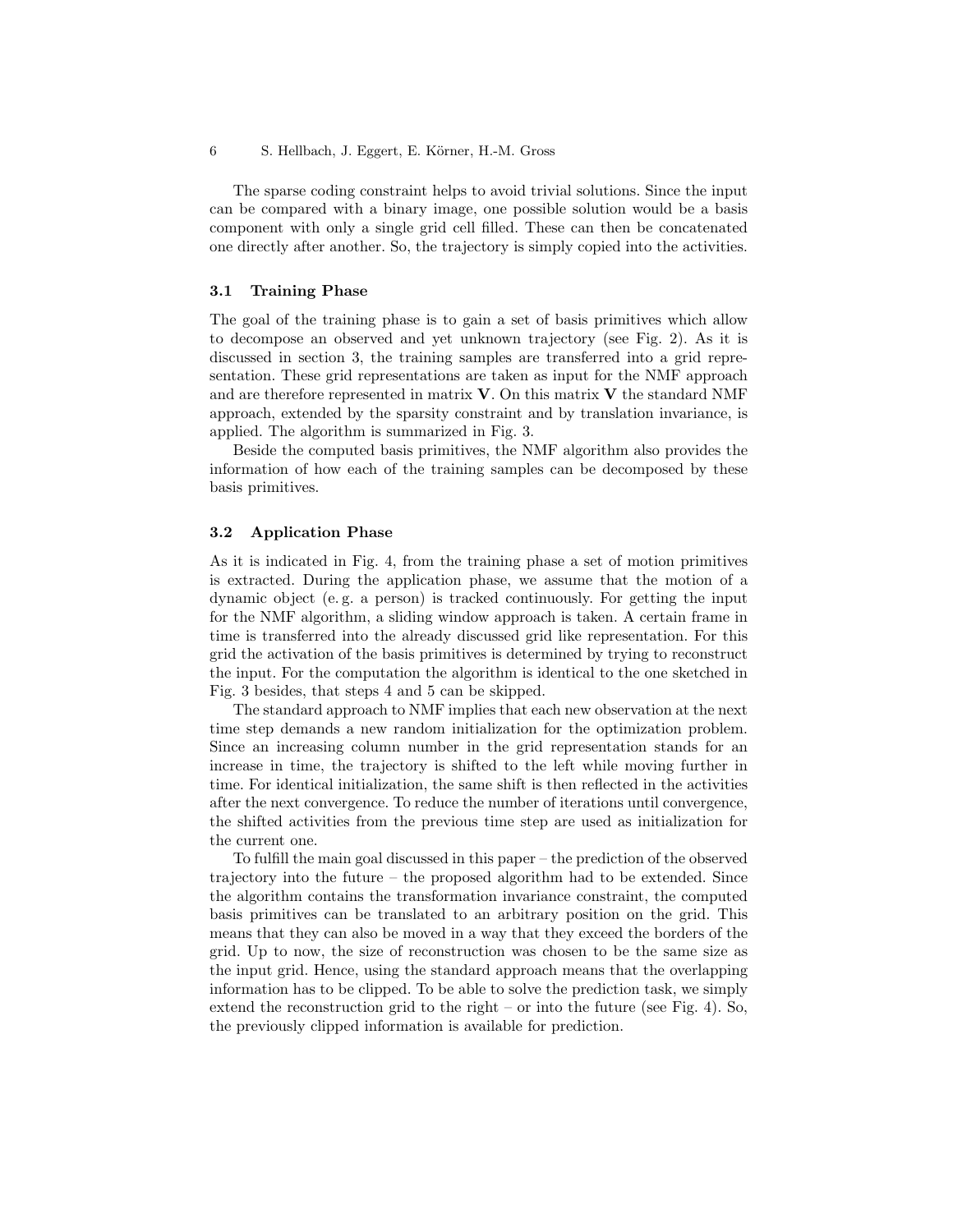The sparse coding constraint helps to avoid trivial solutions. Since the input can be compared with a binary image, one possible solution would be a basis component with only a single grid cell filled. These can then be concatenated one directly after another. So, the trajectory is simply copied into the activities.

### 3.1 Training Phase

The goal of the training phase is to gain a set of basis primitives which allow to decompose an observed and yet unknown trajectory (see Fig. 2). As it is discussed in section 3, the training samples are transferred into a grid representation. These grid representations are taken as input for the NMF approach and are therefore represented in matrix $\mathbf{V}$. On this matrix $\mathbf{V}$ the standard NMF approach, extended by the sparsity constraint and by translation invariance, is applied. The algorithm is summarized in Fig. 3.

Beside the computed basis primitives, the NMF algorithm also provides the information of how each of the training samples can be decomposed by these basis primitives.

### 3.2 Application Phase

As it is indicated in Fig. 4, from the training phase a set of motion primitives is extracted. During the application phase, we assume that the motion of a dynamic object (e. g. a person) is tracked continuously. For getting the input for the NMF algorithm, a sliding window approach is taken. A certain frame in time is transferred into the already discussed grid like representation. For this grid the activation of the basis primitives is determined by trying to reconstruct the input. For the computation the algorithm is identical to the one sketched in Fig. 3 besides, that steps 4 and 5 can be skipped.

The standard approach to NMF implies that each new observation at the next time step demands a new random initialization for the optimization problem. Since an increasing column number in the grid representation stands for an increase in time, the trajectory is shifted to the left while moving further in time. For identical initialization, the same shift is then reflected in the activities after the next convergence. To reduce the number of iterations until convergence, the shifted activities from the previous time step are used as initialization for the current one.

To fulfill the main goal discussed in this paper – the prediction of the observed trajectory into the future – the proposed algorithm had to be extended. Since the algorithm contains the transformation invariance constraint, the computed basis primitives can be translated to an arbitrary position on the grid. This means that they can also be moved in a way that they exceed the borders of the grid. Up to now, the size of reconstruction was chosen to be the same size as the input grid. Hence, using the standard approach means that the overlapping information has to be clipped. To be able to solve the prediction task, we simply extend the reconstruction grid to the right – or into the future (see Fig. 4). So, the previously clipped information is available for prediction.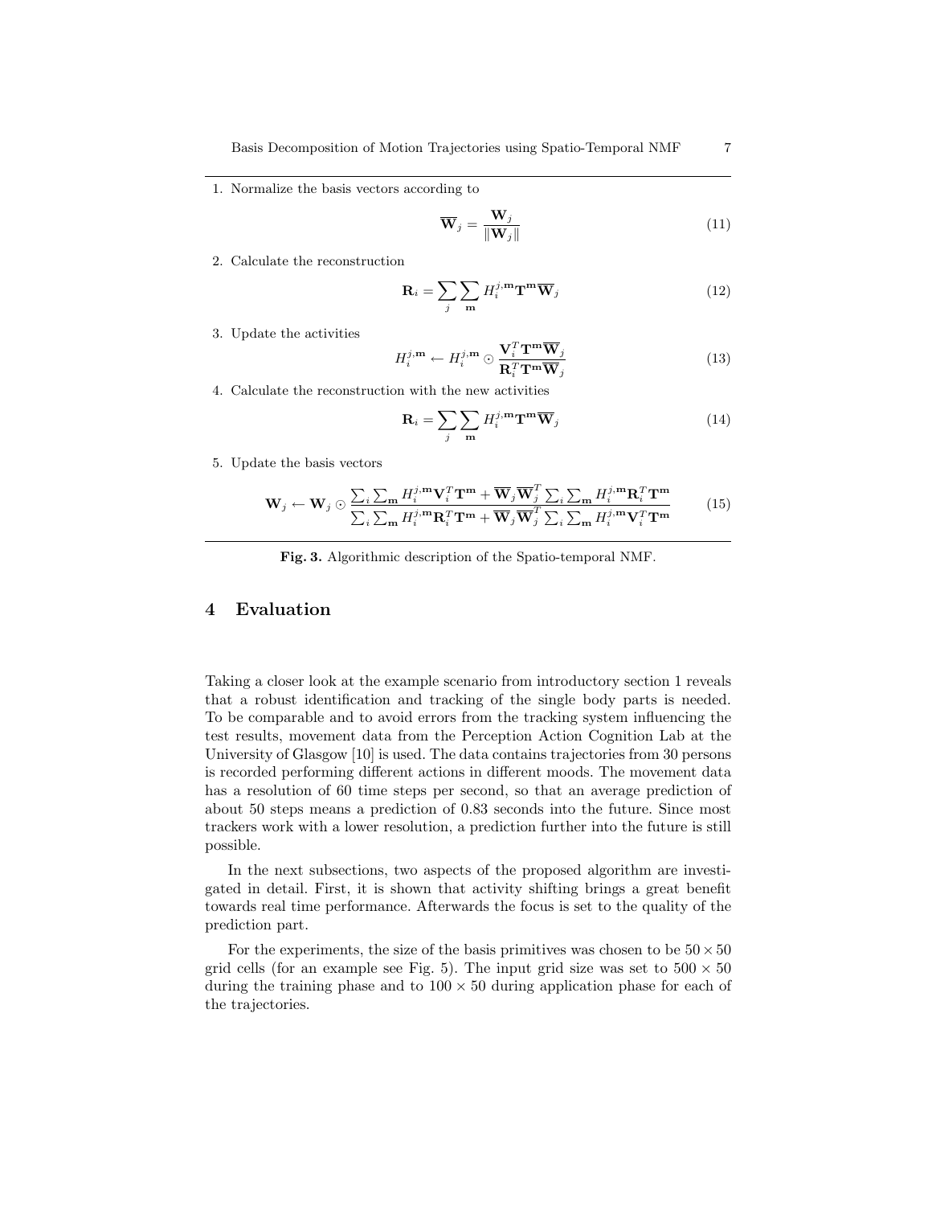1. Normalize the basis vectors according to

$$\overline{\mathbf{W}}_j = \frac{\mathbf{W}_j}{\|\mathbf{W}_j\|} \tag{11}$$

2. Calculate the reconstruction

$$\mathbf{R}_i = \sum_j \sum_{\mathbf{m}} H_i^{j,\mathbf{m}} \mathbf{T}^{\mathbf{m}} \overline{\mathbf{W}}_j \tag{12}$$

3. Update the activities

$$H_i^{j,\mathbf{m}} \leftarrow H_i^{j,\mathbf{m}} \odot \frac{\mathbf{V}_i^T \mathbf{T}^{\mathbf{m}} \overline{\mathbf{W}}_j}{\mathbf{R}_i^T \mathbf{T}^{\mathbf{m}} \overline{\mathbf{W}}_j} \tag{13}$$

4. Calculate the reconstruction with the new activities

$$\mathbf{R}_i = \sum_j \sum_{\mathbf{m}} H_i^{j,\mathbf{m}} \mathbf{T}^{\mathbf{m}} \overline{\mathbf{W}}_j \tag{14}$$

5. Update the basis vectors

$$\mathbf{W}_j \leftarrow \mathbf{W}_j \odot \frac{\sum_i \sum_{\mathbf{m}} H_i^{j,\mathbf{m}} \mathbf{V}_i^T \mathbf{T}^{\mathbf{m}} + \overline{\mathbf{W}}_j \overline{\mathbf{W}}_j^T \sum_i \sum_{\mathbf{m}} H_i^{j,\mathbf{m}} \mathbf{R}_i^T \mathbf{T}^{\mathbf{m}}}{\sum_i \sum_{\mathbf{m}} H_i^{j,\mathbf{m}} \mathbf{R}_i^T \mathbf{T}^{\mathbf{m}} + \overline{\mathbf{W}}_j \overline{\mathbf{W}}_j^T \sum_i \sum_{\mathbf{m}} H_i^{j,\mathbf{m}} \mathbf{V}_i^T \mathbf{T}^{\mathbf{m}}} \tag{15}$$

**Fig. 3.** Algorithmic description of the Spatio-temporal NMF.

# 4 Evaluation

Taking a closer look at the example scenario from introductory section 1 reveals that a robust identification and tracking of the single body parts is needed. To be comparable and to avoid errors from the tracking system influencing the test results, movement data from the Perception Action Cognition Lab at the University of Glasgow [10] is used. The data contains trajectories from 30 persons is recorded performing different actions in different moods. The movement data has a resolution of 60 time steps per second, so that an average prediction of about 50 steps means a prediction of 0.83 seconds into the future. Since most trackers work with a lower resolution, a prediction further into the future is still possible.

In the next subsections, two aspects of the proposed algorithm are investigated in detail. First, it is shown that activity shifting brings a great benefit towards real time performance. Afterwards the focus is set to the quality of the prediction part.

For the experiments, the size of the basis primitives was chosen to be $50 \times 50$ grid cells (for an example see Fig. 5). The input grid size was set to $500 \times 50$ during the training phase and to $100 \times 50$ during application phase for each of the trajectories.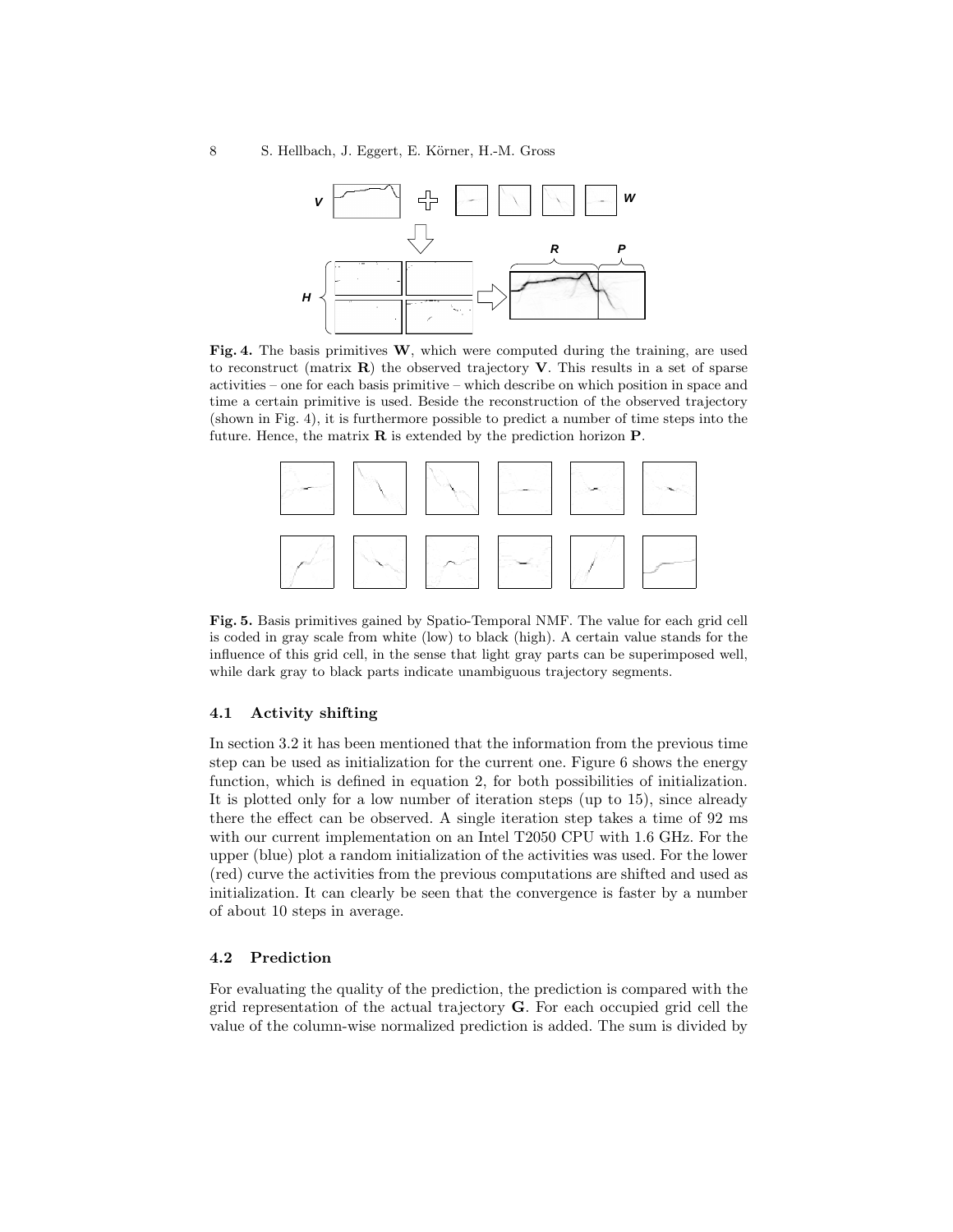**Fig. 4.** The basis primitives **W**, which were computed during the training, are used to reconstruct (matrix **R**) the observed trajectory **V**. This results in a set of sparse activities – one for each basis primitive – which describe on which position in space and time a certain primitive is used. Beside the reconstruction of the observed trajectory (shown in Fig. 4), it is furthermore possible to predict a number of time steps into the future. Hence, the matrix **R** is extended by the prediction horizon **P**.

**Fig. 5.** Basis primitives gained by Spatio-Temporal NMF. The value for each grid cell is coded in gray scale from white (low) to black (high). A certain value stands for the influence of this grid cell, in the sense that light gray parts can be superimposed well, while dark gray to black parts indicate unambiguous trajectory segments.

### 4.1 Activity shifting

In section 3.2 it has been mentioned that the information from the previous time step can be used as initialization for the current one. Figure 6 shows the energy function, which is defined in equation 2, for both possibilities of initialization. It is plotted only for a low number of iteration steps (up to 15), since already there the effect can be observed. A single iteration step takes a time of 92 ms with our current implementation on an Intel T2050 CPU with 1.6 GHz. For the upper (blue) plot a random initialization of the activities was used. For the lower (red) curve the activities from the previous computations are shifted and used as initialization. It can clearly be seen that the convergence is faster by a number of about 10 steps in average.

### 4.2 Prediction

For evaluating the quality of the prediction, the prediction is compared with the grid representation of the actual trajectory **G**. For each occupied grid cell the value of the column-wise normalized prediction is added. The sum is divided by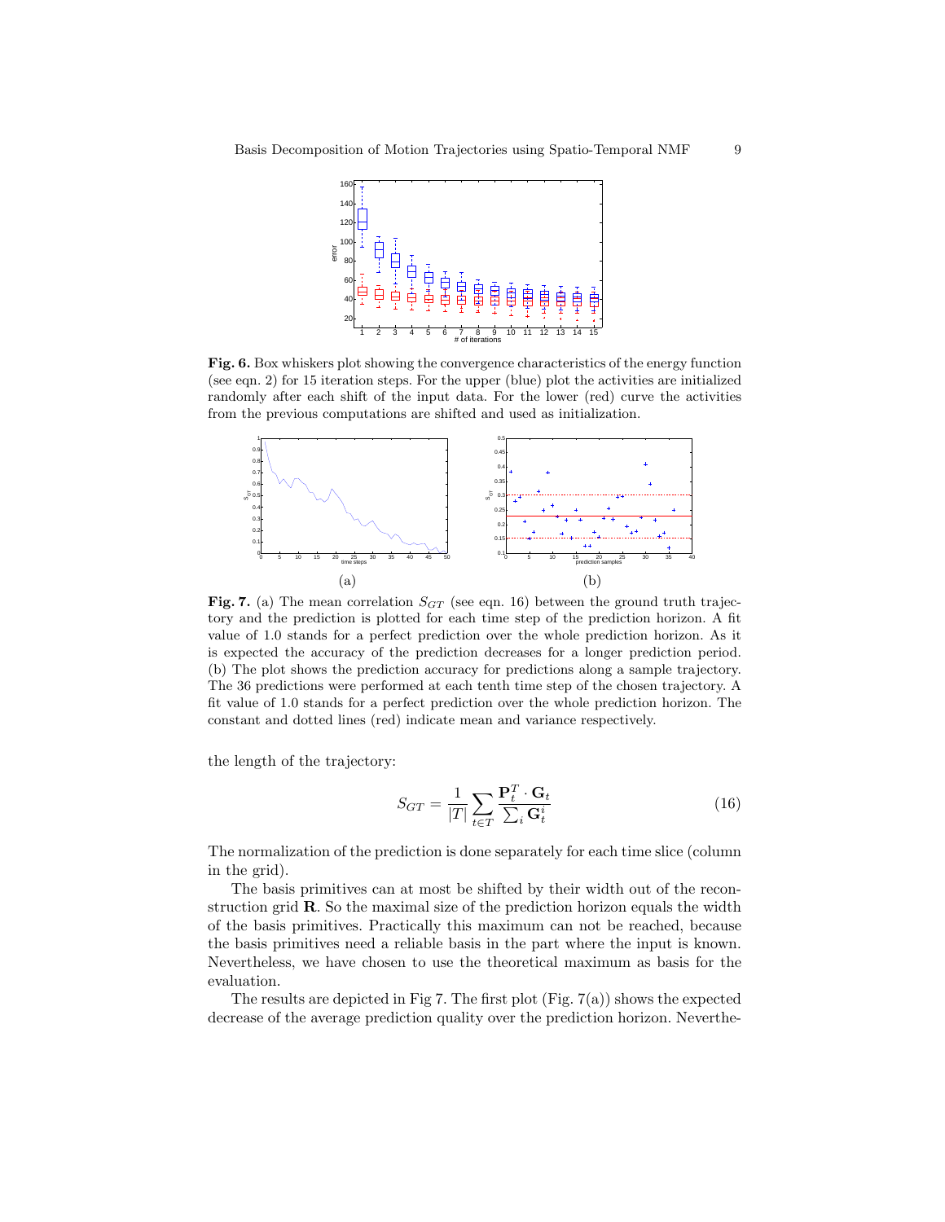**Fig. 6.** Box whiskers plot showing the convergence characteristics of the energy function (see eqn. 2) for 15 iteration steps. For the upper (blue) plot the activities are initialized randomly after each shift of the input data. For the lower (red) curve the activities from the previous computations are shifted and used as initialization.

**Fig. 7.** (a) The mean correlation $S_{GT}$ (see eqn. 16) between the ground truth trajectory and the prediction is plotted for each time step of the prediction horizon. A fit value of 1.0 stands for a perfect prediction over the whole prediction horizon. As it is expected the accuracy of the prediction decreases for a longer prediction period. (b) The plot shows the prediction accuracy for predictions along a sample trajectory. The 36 predictions were performed at each tenth time step of the chosen trajectory. A fit value of 1.0 stands for a perfect prediction over the whole prediction horizon. The constant and dotted lines (red) indicate mean and variance respectively.

the length of the trajectory:

$$S_{GT} = \frac{1}{|T|} \sum_{t \in T} \frac{\mathbf{P}_t^T \cdot \mathbf{G}_t}{\sum_i \mathbf{G}_t^i} \tag{16}$$

The normalization of the prediction is done separately for each time slice (column in the grid).

The basis primitives can at most be shifted by their width out of the reconstruction grid $\mathbf{R}$. So the maximal size of the prediction horizon equals the width of the basis primitives. Practically this maximum can not be reached, because the basis primitives need a reliable basis in the part where the input is known. Nevertheless, we have chosen to use the theoretical maximum as basis for the evaluation.

The results are depicted in Fig 7. The first plot (Fig. 7(a)) shows the expected decrease of the average prediction quality over the prediction horizon. Neverthe-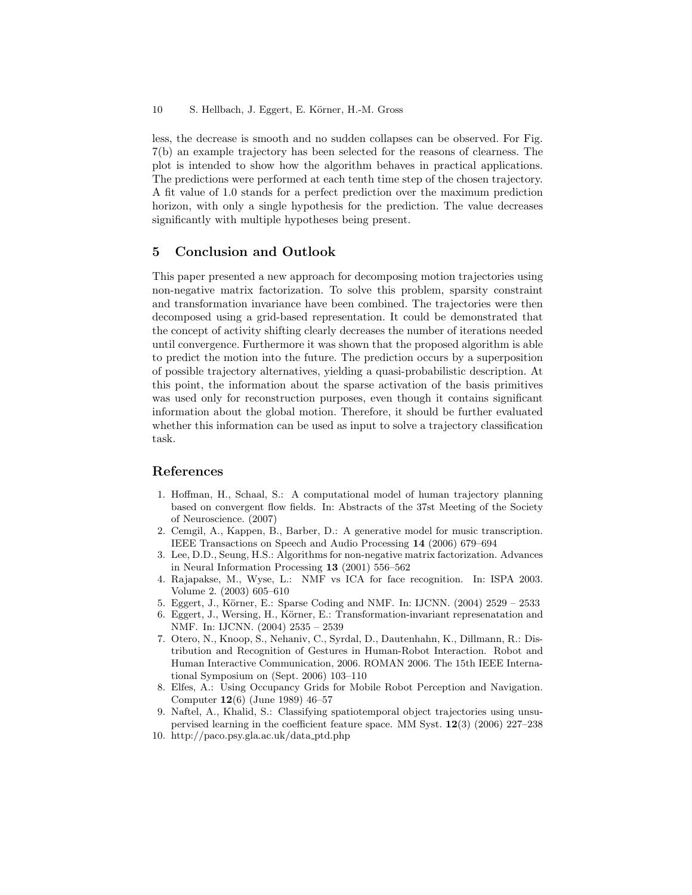less, the decrease is smooth and no sudden collapses can be observed. For Fig. 7(b) an example trajectory has been selected for the reasons of clearness. The plot is intended to show how the algorithm behaves in practical applications. The predictions were performed at each tenth time step of the chosen trajectory. A fit value of 1.0 stands for a perfect prediction over the maximum prediction horizon, with only a single hypothesis for the prediction. The value decreases significantly with multiple hypotheses being present.

## 5 Conclusion and Outlook

This paper presented a new approach for decomposing motion trajectories using non-negative matrix factorization. To solve this problem, sparsity constraint and transformation invariance have been combined. The trajectories were then decomposed using a grid-based representation. It could be demonstrated that the concept of activity shifting clearly decreases the number of iterations needed until convergence. Furthermore it was shown that the proposed algorithm is able to predict the motion into the future. The prediction occurs by a superposition of possible trajectory alternatives, yielding a quasi-probabilistic description. At this point, the information about the sparse activation of the basis primitives was used only for reconstruction purposes, even though it contains significant information about the global motion. Therefore, it should be further evaluated whether this information can be used as input to solve a trajectory classification task.

## References

1. Hoffman, H., Schaal, S.: A computational model of human trajectory planning based on convergent flow fields. In: Abstracts of the 37st Meeting of the Society of Neuroscience. (2007)
2. Cemgil, A., Kappen, B., Barber, D.: A generative model for music transcription. IEEE Transactions on Speech and Audio Processing **14** (2006) 679–694
3. Lee, D.D., Seung, H.S.: Algorithms for non-negative matrix factorization. Advances in Neural Information Processing **13** (2001) 556–562
4. Rajapakse, M., Wyse, L.: NMF vs ICA for face recognition. In: ISPA 2003. Volume 2. (2003) 605–610
5. Eggert, J., Körner, E.: Sparse Coding and NMF. In: IJCNN. (2004) 2529 – 2533
6. Eggert, J., Wersing, H., Körner, E.: Transformation-invariant represenatation and NMF. In: IJCNN. (2004) 2535 – 2539
7. Otero, N., Knoop, S., Nehaniv, C., Syrdal, D., Dautenhahn, K., Dillmann, R.: Distribution and Recognition of Gestures in Human-Robot Interaction. Robot and Human Interactive Communication, 2006. ROMAN 2006. The 15th IEEE International Symposium on (Sept. 2006) 103–110
8. Elfes, A.: Using Occupancy Grids for Mobile Robot Perception and Navigation. Computer **12**(6) (June 1989) 46–57
9. Naftel, A., Khalid, S.: Classifying spatiotemporal object trajectories using unsupervised learning in the coefficient feature space. MM Syst. **12**(3) (2006) 227–238
10. http://paco.psy.gla.ac.uk/data_ptd.php